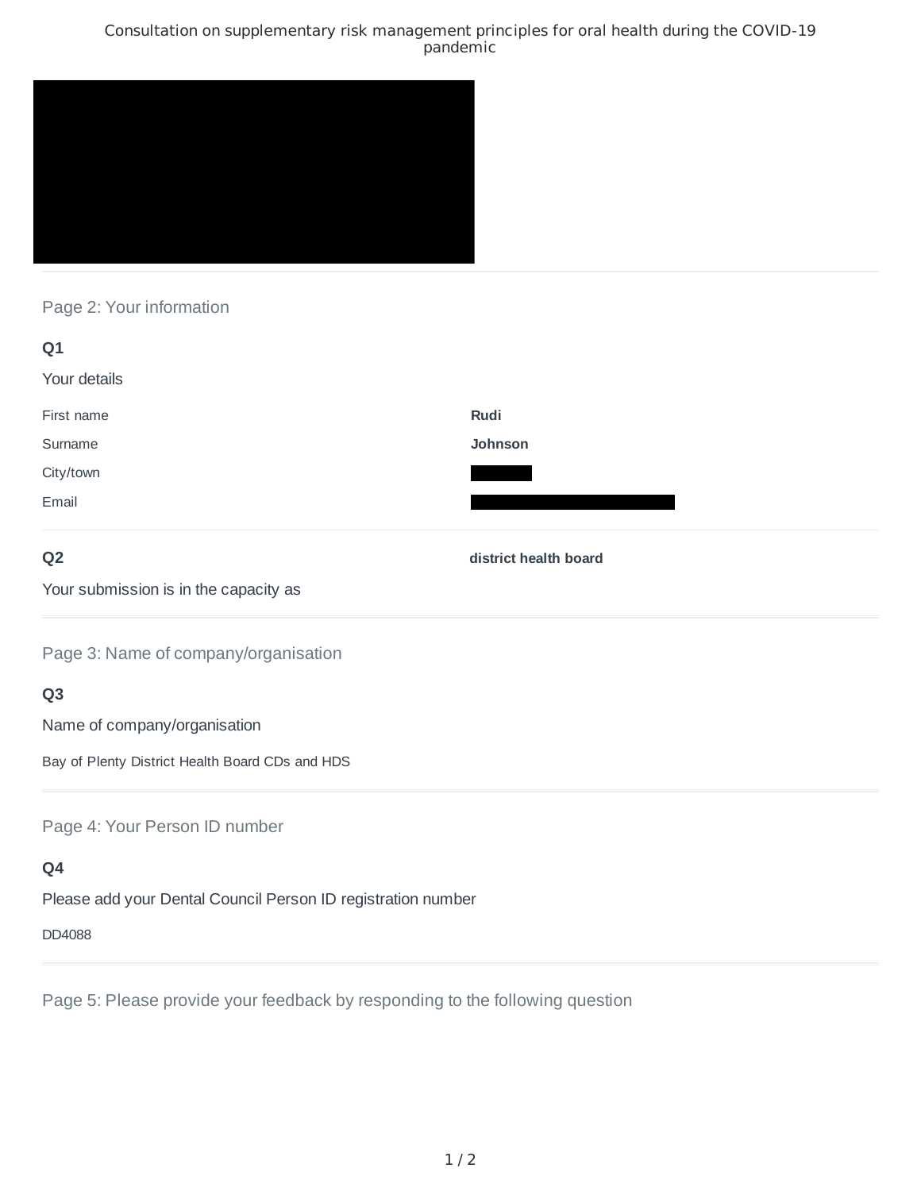# Consultation on supplementary risk management principles for oral health during the COVID-19 pandemic

## Page 2: Your information

**Q1**

Your details

| | |
|---|---|
| First name | **Rudi** |
| Surname | **Johnson** |
| City/town | |
| Email | |

**Q2**

Your submission is in the capacity as

**district health board**

## Page 3: Name of company/organisation

**Q3**

Name of company/organisation

Bay of Plenty District Health Board CDs and HDS

## Page 4: Your Person ID number

**Q4**

Please add your Dental Council Person ID registration number

DD4088

## Page 5: Please provide your feedback by responding to the following question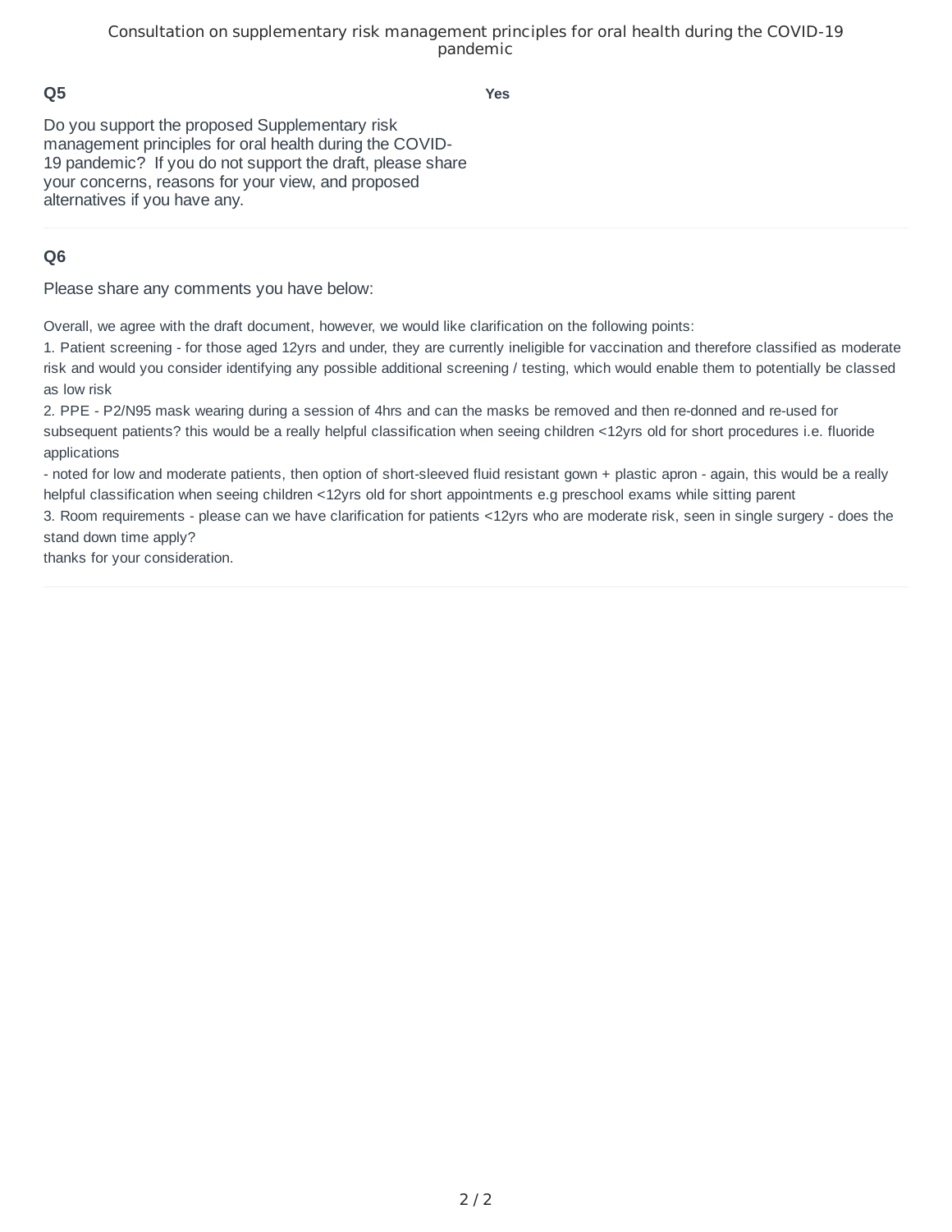**Q5**

Do you support the proposed Supplementary risk management principles for oral health during the COVID-19 pandemic? If you do not support the draft, please share your concerns, reasons for your view, and proposed alternatives if you have any.

**Yes**

**Q6**

Please share any comments you have below:

Overall, we agree with the draft document, however, we would like clarification on the following points:
1. Patient screening - for those aged 12yrs and under, they are currently ineligible for vaccination and therefore classified as moderate risk and would you consider identifying any possible additional screening / testing, which would enable them to potentially be classed as low risk
2. PPE - P2/N95 mask wearing during a session of 4hrs and can the masks be removed and then re-donned and re-used for subsequent patients? this would be a really helpful classification when seeing children <12yrs old for short procedures i.e. fluoride applications
- noted for low and moderate patients, then option of short-sleeved fluid resistant gown + plastic apron - again, this would be a really helpful classification when seeing children <12yrs old for short appointments e.g preschool exams while sitting parent
3. Room requirements - please can we have clarification for patients <12yrs who are moderate risk, seen in single surgery - does the stand down time apply?
thanks for your consideration.